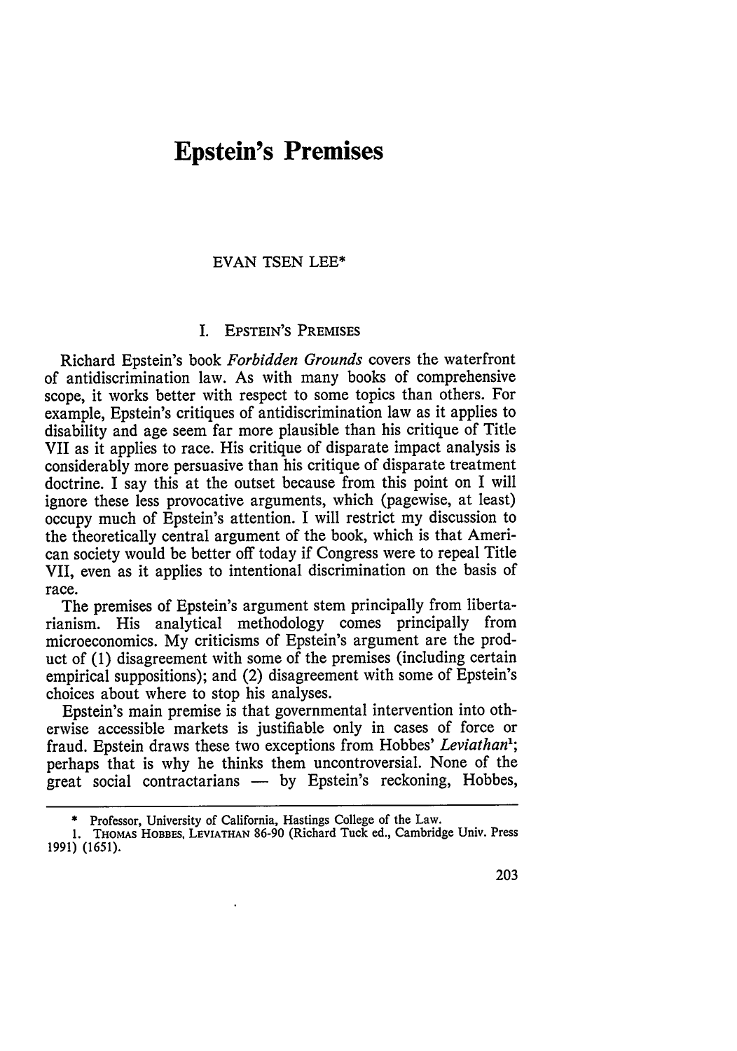# Epstein's Premises

EVAN TSEN LEE*

## I. EPSTEIN'S PREMISES

Richard Epstein's book *Forbidden Grounds* covers the waterfront of antidiscrimination law. As with many books of comprehensive scope, it works better with respect to some topics than others. For example, Epstein's critiques of antidiscrimination law as it applies to disability and age seem far more plausible than his critique of Title VII as it applies to race. His critique of disparate impact analysis is considerably more persuasive than his critique of disparate treatment doctrine. I say this at the outset because from this point on I will ignore these less provocative arguments, which (pagewise, at least) occupy much of Epstein's attention. I will restrict my discussion to the theoretically central argument of the book, which is that American society would be better off today if Congress were to repeal Title VII, even as it applies to intentional discrimination on the basis of race.

The premises of Epstein's argument stem principally from libertarianism. His analytical methodology comes principally from microeconomics. My criticisms of Epstein's argument are the product of (1) disagreement with some of the premises (including certain empirical suppositions); and (2) disagreement with some of Epstein's choices about where to stop his analyses.

Epstein's main premise is that governmental intervention into otherwise accessible markets is justifiable only in cases of force or fraud. Epstein draws these two exceptions from Hobbes' *Leviathan*[1]; perhaps that is why he thinks them uncontroversial. None of the great social contractarians — by Epstein's reckoning, Hobbes,

---

\* Professor, University of California, Hastings College of the Law.

1. THOMAS HOBBES, LEVIATHAN 86-90 (Richard Tuck ed., Cambridge Univ. Press 1991) (1651).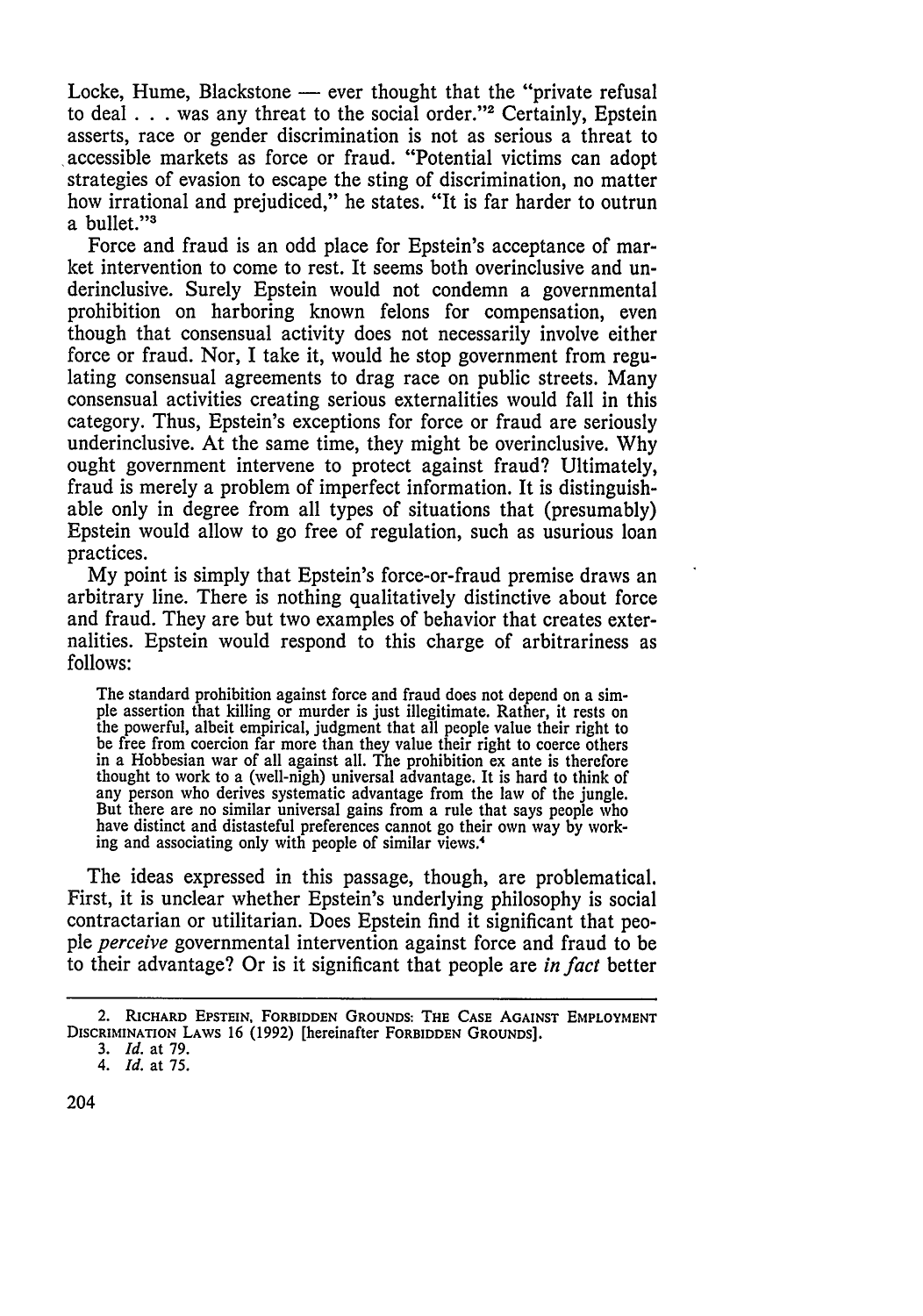Locke, Hume, Blackstone — ever thought that the "private refusal to deal . . . was any threat to the social order."[2] Certainly, Epstein asserts, race or gender discrimination is not as serious a threat to accessible markets as force or fraud. "Potential victims can adopt strategies of evasion to escape the sting of discrimination, no matter how irrational and prejudiced," he states. "It is far harder to outrun a bullet."[3]

Force and fraud is an odd place for Epstein's acceptance of market intervention to come to rest. It seems both overinclusive and underinclusive. Surely Epstein would not condemn a governmental prohibition on harboring known felons for compensation, even though that consensual activity does not necessarily involve either force or fraud. Nor, I take it, would he stop government from regulating consensual agreements to drag race on public streets. Many consensual activities creating serious externalities would fall in this category. Thus, Epstein's exceptions for force or fraud are seriously underinclusive. At the same time, they might be overinclusive. Why ought government intervene to protect against fraud? Ultimately, fraud is merely a problem of imperfect information. It is distinguishable only in degree from all types of situations that (presumably) Epstein would allow to go free of regulation, such as usurious loan practices.

My point is simply that Epstein's force-or-fraud premise draws an arbitrary line. There is nothing qualitatively distinctive about force and fraud. They are but two examples of behavior that creates externalities. Epstein would respond to this charge of arbitrariness as follows:

> The standard prohibition against force and fraud does not depend on a simple assertion that killing or murder is just illegitimate. Rather, it rests on the powerful, albeit empirical, judgment that all people value their right to be free from coercion far more than they value their right to coerce others in a Hobbesian war of all against all. The prohibition ex ante is therefore thought to work to a (well-nigh) universal advantage. It is hard to think of any person who derives systematic advantage from the law of the jungle. But there are no similar universal gains from a rule that says people who have distinct and distasteful preferences cannot go their own way by working and associating only with people of similar views.[4]

The ideas expressed in this passage, though, are problematical. First, it is unclear whether Epstein's underlying philosophy is social contractarian or utilitarian. Does Epstein find it significant that people *perceive* governmental intervention against force and fraud to be to their advantage? Or is it significant that people are *in fact* better

---

2. RICHARD EPSTEIN, FORBIDDEN GROUNDS: THE CASE AGAINST EMPLOYMENT DISCRIMINATION LAWS 16 (1992) [hereinafter FORBIDDEN GROUNDS].

3. *Id.* at 79.

4. *Id.* at 75.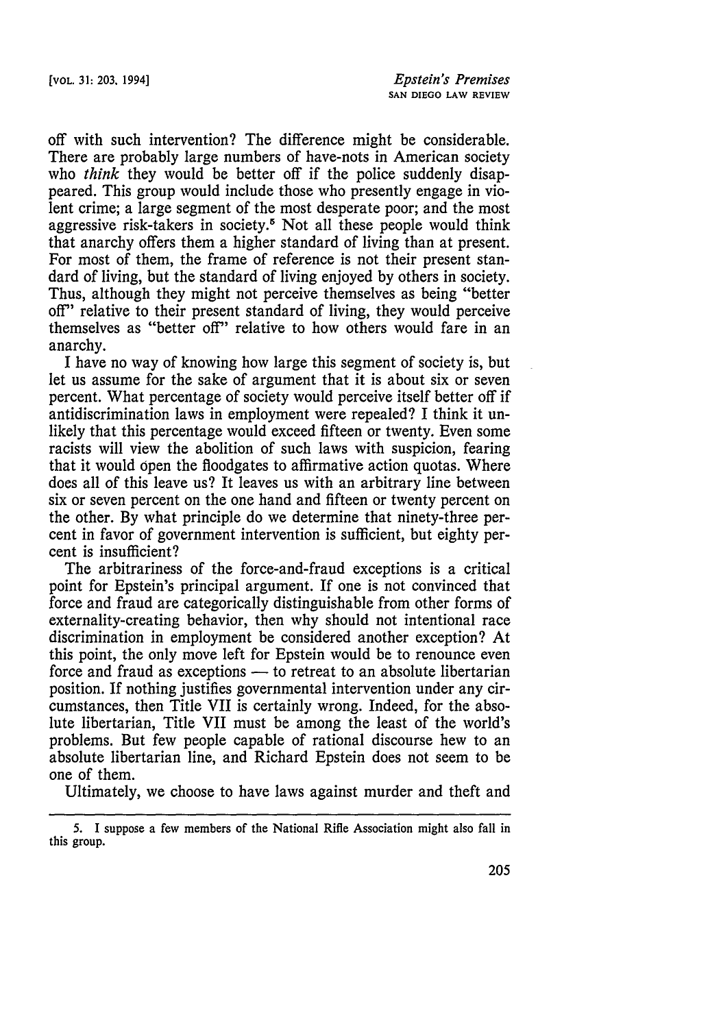off with such intervention? The difference might be considerable. There are probably large numbers of have-nots in American society who *think* they would be better off if the police suddenly disappeared. This group would include those who presently engage in violent crime; a large segment of the most desperate poor; and the most aggressive risk-takers in society.[5] Not all these people would think that anarchy offers them a higher standard of living than at present. For most of them, the frame of reference is not their present standard of living, but the standard of living enjoyed by others in society. Thus, although they might not perceive themselves as being "better off" relative to their present standard of living, they would perceive themselves as "better off" relative to how others would fare in an anarchy.

I have no way of knowing how large this segment of society is, but let us assume for the sake of argument that it is about six or seven percent. What percentage of society would perceive itself better off if antidiscrimination laws in employment were repealed? I think it unlikely that this percentage would exceed fifteen or twenty. Even some racists will view the abolition of such laws with suspicion, fearing that it would open the floodgates to affirmative action quotas. Where does all of this leave us? It leaves us with an arbitrary line between six or seven percent on the one hand and fifteen or twenty percent on the other. By what principle do we determine that ninety-three percent in favor of government intervention is sufficient, but eighty percent is insufficient?

The arbitrariness of the force-and-fraud exceptions is a critical point for Epstein's principal argument. If one is not convinced that force and fraud are categorically distinguishable from other forms of externality-creating behavior, then why should not intentional race discrimination in employment be considered another exception? At this point, the only move left for Epstein would be to renounce even force and fraud as exceptions — to retreat to an absolute libertarian position. If nothing justifies governmental intervention under any circumstances, then Title VII is certainly wrong. Indeed, for the absolute libertarian, Title VII must be among the least of the world's problems. But few people capable of rational discourse hew to an absolute libertarian line, and Richard Epstein does not seem to be one of them.

Ultimately, we choose to have laws against murder and theft and

---

5. I suppose a few members of the National Rifle Association might also fall in this group.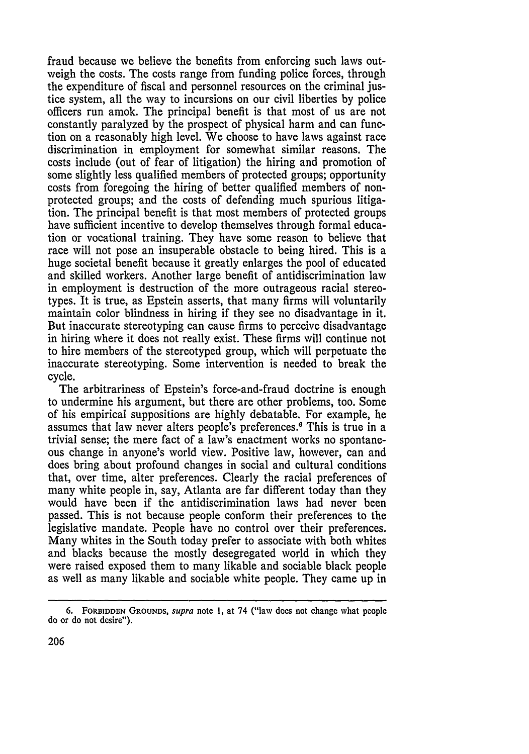fraud because we believe the benefits from enforcing such laws outweigh the costs. The costs range from funding police forces, through the expenditure of fiscal and personnel resources on the criminal justice system, all the way to incursions on our civil liberties by police officers run amok. The principal benefit is that most of us are not constantly paralyzed by the prospect of physical harm and can function on a reasonably high level. We choose to have laws against race discrimination in employment for somewhat similar reasons. The costs include (out of fear of litigation) the hiring and promotion of some slightly less qualified members of protected groups; opportunity costs from foregoing the hiring of better qualified members of nonprotected groups; and the costs of defending much spurious litigation. The principal benefit is that most members of protected groups have sufficient incentive to develop themselves through formal education or vocational training. They have some reason to believe that race will not pose an insuperable obstacle to being hired. This is a huge societal benefit because it greatly enlarges the pool of educated and skilled workers. Another large benefit of antidiscrimination law in employment is destruction of the more outrageous racial stereotypes. It is true, as Epstein asserts, that many firms will voluntarily maintain color blindness in hiring if they see no disadvantage in it. But inaccurate stereotyping can cause firms to perceive disadvantage in hiring where it does not really exist. These firms will continue not to hire members of the stereotyped group, which will perpetuate the inaccurate stereotyping. Some intervention is needed to break the cycle.

The arbitrariness of Epstein's force-and-fraud doctrine is enough to undermine his argument, but there are other problems, too. Some of his empirical suppositions are highly debatable. For example, he assumes that law never alters people's preferences.[6] This is true in a trivial sense; the mere fact of a law's enactment works no spontaneous change in anyone's world view. Positive law, however, can and does bring about profound changes in social and cultural conditions that, over time, alter preferences. Clearly the racial preferences of many white people in, say, Atlanta are far different today than they would have been if the antidiscrimination laws had never been passed. This is not because people conform their preferences to the legislative mandate. People have no control over their preferences. Many whites in the South today prefer to associate with both whites and blacks because the mostly desegregated world in which they were raised exposed them to many likable and sociable black people as well as many likable and sociable white people. They came up in

6. FORBIDDEN GROUNDS, *supra* note 1, at 74 ("law does not change what people do or do not desire").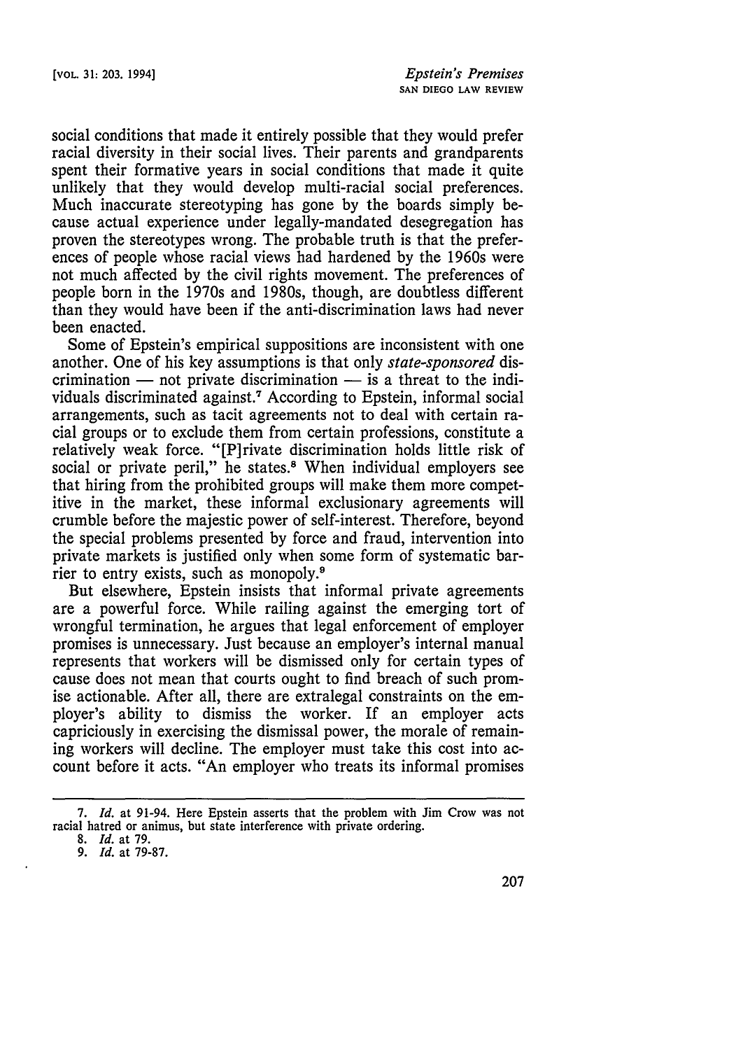social conditions that made it entirely possible that they would prefer racial diversity in their social lives. Their parents and grandparents spent their formative years in social conditions that made it quite unlikely that they would develop multi-racial social preferences. Much inaccurate stereotyping has gone by the boards simply because actual experience under legally-mandated desegregation has proven the stereotypes wrong. The probable truth is that the preferences of people whose racial views had hardened by the 1960s were not much affected by the civil rights movement. The preferences of people born in the 1970s and 1980s, though, are doubtless different than they would have been if the anti-discrimination laws had never been enacted.

Some of Epstein's empirical suppositions are inconsistent with one another. One of his key assumptions is that only *state-sponsored* discrimination — not private discrimination — is a threat to the individuals discriminated against.[7] According to Epstein, informal social arrangements, such as tacit agreements not to deal with certain racial groups or to exclude them from certain professions, constitute a relatively weak force. "[P]rivate discrimination holds little risk of social or private peril," he states.[8] When individual employers see that hiring from the prohibited groups will make them more competitive in the market, these informal exclusionary agreements will crumble before the majestic power of self-interest. Therefore, beyond the special problems presented by force and fraud, intervention into private markets is justified only when some form of systematic barrier to entry exists, such as monopoly.[9]

But elsewhere, Epstein insists that informal private agreements are a powerful force. While railing against the emerging tort of wrongful termination, he argues that legal enforcement of employer promises is unnecessary. Just because an employer's internal manual represents that workers will be dismissed only for certain types of cause does not mean that courts ought to find breach of such promise actionable. After all, there are extralegal constraints on the employer's ability to dismiss the worker. If an employer acts capriciously in exercising the dismissal power, the morale of remaining workers will decline. The employer must take this cost into account before it acts. "An employer who treats its informal promises

---

7. *Id.* at 91-94. Here Epstein asserts that the problem with Jim Crow was not racial hatred or animus, but state interference with private ordering.

8. *Id.* at 79.

9. *Id.* at 79-87.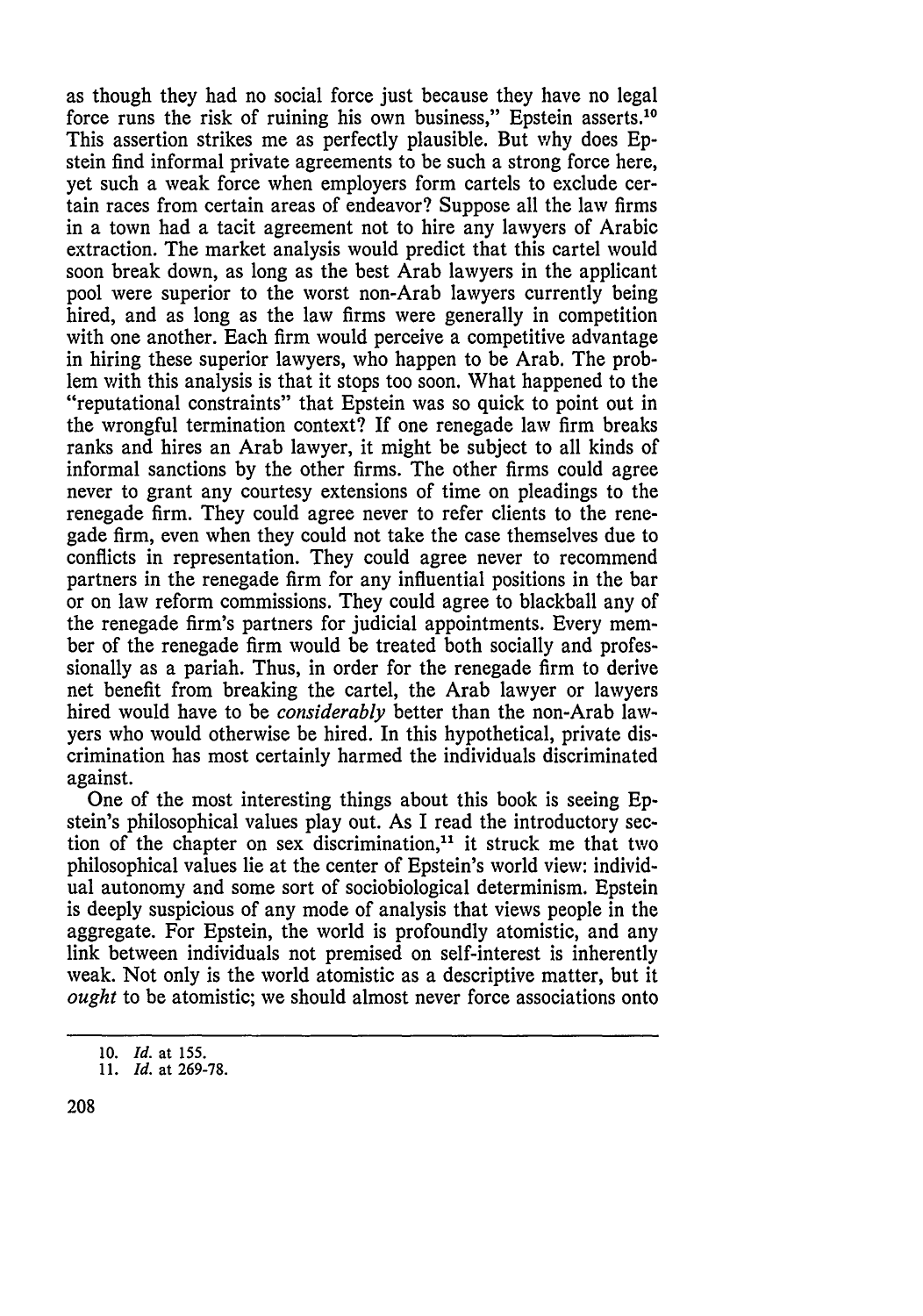as though they had no social force just because they have no legal force runs the risk of ruining his own business," Epstein asserts.[10] This assertion strikes me as perfectly plausible. But why does Epstein find informal private agreements to be such a strong force here, yet such a weak force when employers form cartels to exclude certain races from certain areas of endeavor? Suppose all the law firms in a town had a tacit agreement not to hire any lawyers of Arabic extraction. The market analysis would predict that this cartel would soon break down, as long as the best Arab lawyers in the applicant pool were superior to the worst non-Arab lawyers currently being hired, and as long as the law firms were generally in competition with one another. Each firm would perceive a competitive advantage in hiring these superior lawyers, who happen to be Arab. The problem with this analysis is that it stops too soon. What happened to the "reputational constraints" that Epstein was so quick to point out in the wrongful termination context? If one renegade law firm breaks ranks and hires an Arab lawyer, it might be subject to all kinds of informal sanctions by the other firms. The other firms could agree never to grant any courtesy extensions of time on pleadings to the renegade firm. They could agree never to refer clients to the renegade firm, even when they could not take the case themselves due to conflicts in representation. They could agree never to recommend partners in the renegade firm for any influential positions in the bar or on law reform commissions. They could agree to blackball any of the renegade firm's partners for judicial appointments. Every member of the renegade firm would be treated both socially and professionally as a pariah. Thus, in order for the renegade firm to derive net benefit from breaking the cartel, the Arab lawyer or lawyers hired would have to be *considerably* better than the non-Arab lawyers who would otherwise be hired. In this hypothetical, private discrimination has most certainly harmed the individuals discriminated against.

One of the most interesting things about this book is seeing Epstein's philosophical values play out. As I read the introductory section of the chapter on sex discrimination,[11] it struck me that two philosophical values lie at the center of Epstein's world view: individual autonomy and some sort of sociobiological determinism. Epstein is deeply suspicious of any mode of analysis that views people in the aggregate. For Epstein, the world is profoundly atomistic, and any link between individuals not premised on self-interest is inherently weak. Not only is the world atomistic as a descriptive matter, but it *ought* to be atomistic; we should almost never force associations onto

---

10. *Id.* at 155.
11. *Id.* at 269-78.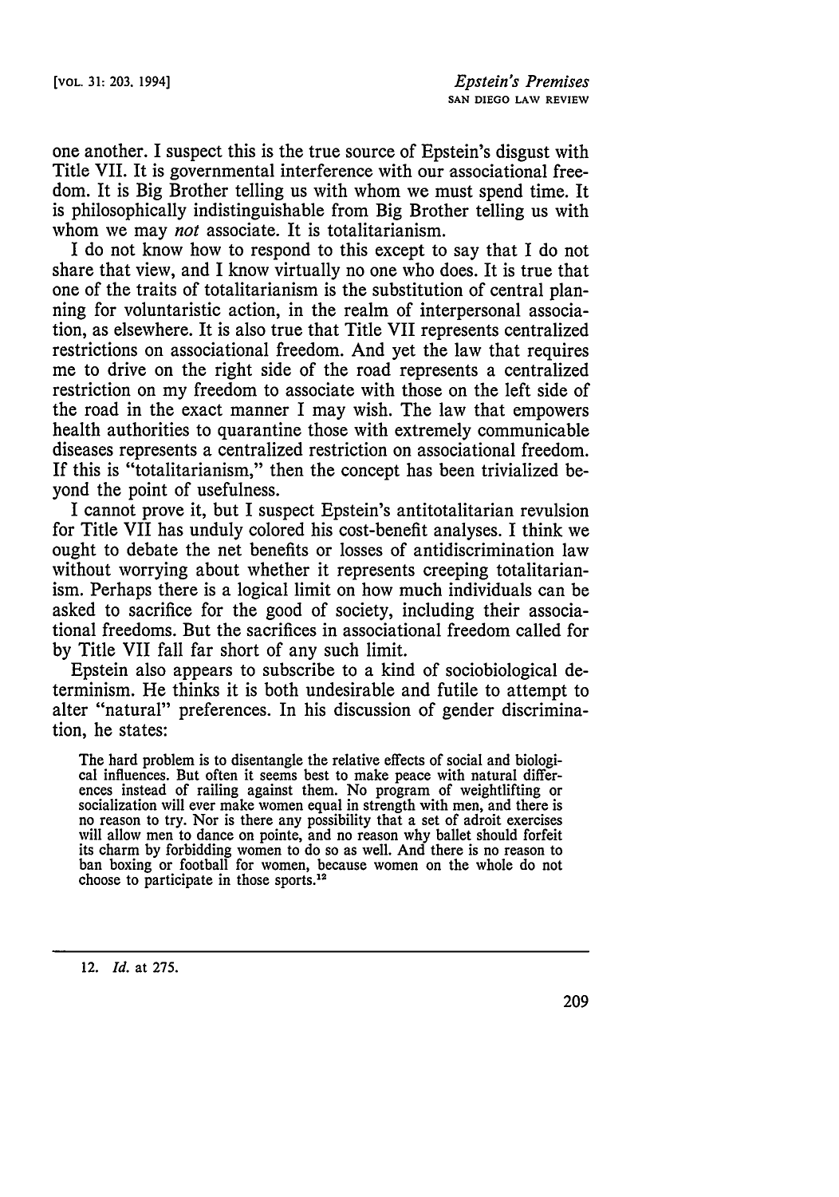one another. I suspect this is the true source of Epstein's disgust with Title VII. It is governmental interference with our associational freedom. It is Big Brother telling us with whom we must spend time. It is philosophically indistinguishable from Big Brother telling us with whom we may *not* associate. It is totalitarianism.

I do not know how to respond to this except to say that I do not share that view, and I know virtually no one who does. It is true that one of the traits of totalitarianism is the substitution of central planning for voluntaristic action, in the realm of interpersonal association, as elsewhere. It is also true that Title VII represents centralized restrictions on associational freedom. And yet the law that requires me to drive on the right side of the road represents a centralized restriction on my freedom to associate with those on the left side of the road in the exact manner I may wish. The law that empowers health authorities to quarantine those with extremely communicable diseases represents a centralized restriction on associational freedom. If this is "totalitarianism," then the concept has been trivialized beyond the point of usefulness.

I cannot prove it, but I suspect Epstein's antitotalitarian revulsion for Title VII has unduly colored his cost-benefit analyses. I think we ought to debate the net benefits or losses of antidiscrimination law without worrying about whether it represents creeping totalitarianism. Perhaps there is a logical limit on how much individuals can be asked to sacrifice for the good of society, including their associational freedoms. But the sacrifices in associational freedom called for by Title VII fall far short of any such limit.

Epstein also appears to subscribe to a kind of sociobiological determinism. He thinks it is both undesirable and futile to attempt to alter "natural" preferences. In his discussion of gender discrimination, he states:

> The hard problem is to disentangle the relative effects of social and biological influences. But often it seems best to make peace with natural differences instead of railing against them. No program of weightlifting or socialization will ever make women equal in strength with men, and there is no reason to try. Nor is there any possibility that a set of adroit exercises will allow men to dance on pointe, and no reason why ballet should forfeit its charm by forbidding women to do so as well. And there is no reason to ban boxing or football for women, because women on the whole do not choose to participate in those sports.[12]

---

12. *Id.* at 275.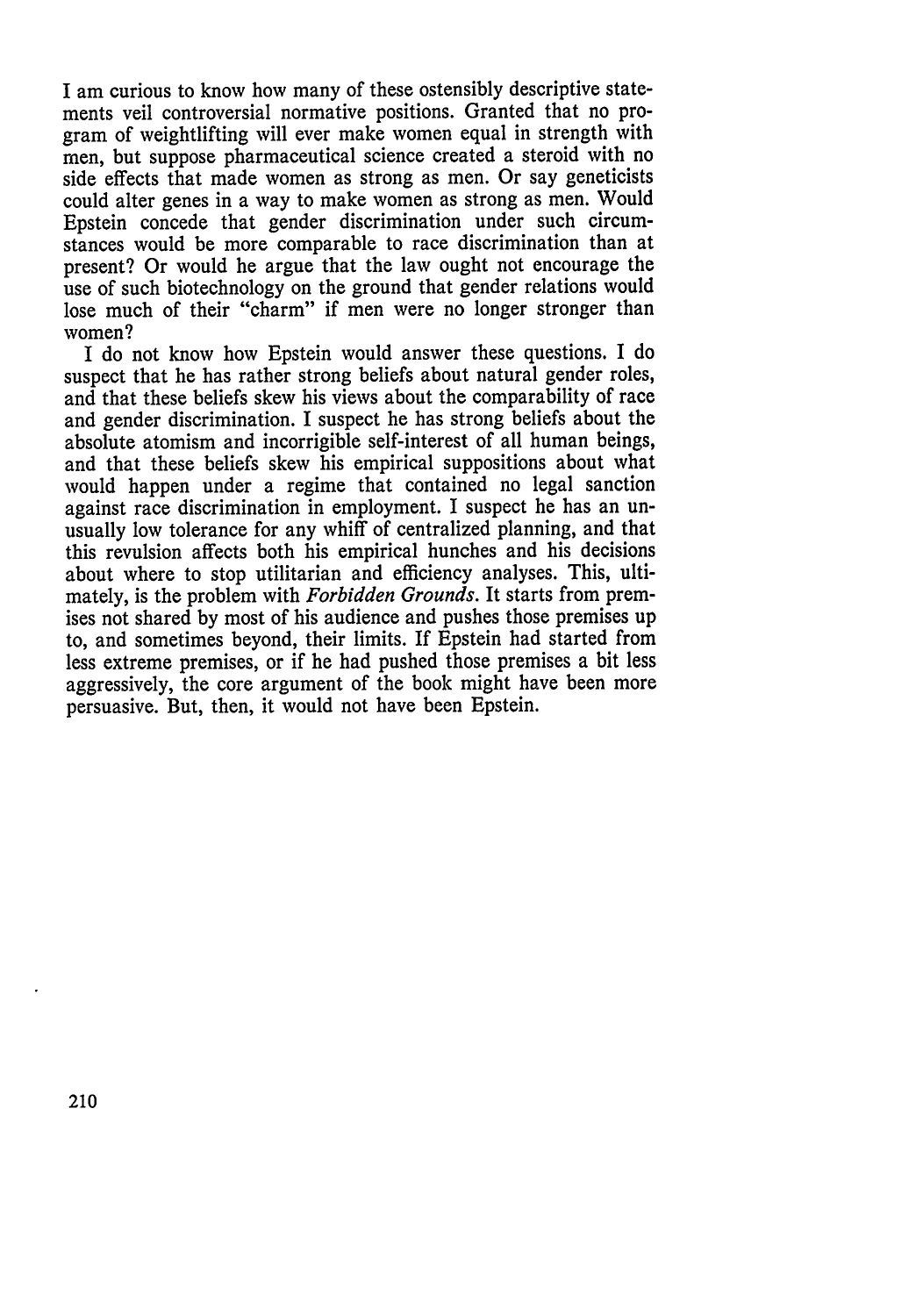I am curious to know how many of these ostensibly descriptive statements veil controversial normative positions. Granted that no program of weightlifting will ever make women equal in strength with men, but suppose pharmaceutical science created a steroid with no side effects that made women as strong as men. Or say geneticists could alter genes in a way to make women as strong as men. Would Epstein concede that gender discrimination under such circumstances would be more comparable to race discrimination than at present? Or would he argue that the law ought not encourage the use of such biotechnology on the ground that gender relations would lose much of their "charm" if men were no longer stronger than women?

I do not know how Epstein would answer these questions. I do suspect that he has rather strong beliefs about natural gender roles, and that these beliefs skew his views about the comparability of race and gender discrimination. I suspect he has strong beliefs about the absolute atomism and incorrigible self-interest of all human beings, and that these beliefs skew his empirical suppositions about what would happen under a regime that contained no legal sanction against race discrimination in employment. I suspect he has an unusually low tolerance for any whiff of centralized planning, and that this revulsion affects both his empirical hunches and his decisions about where to stop utilitarian and efficiency analyses. This, ultimately, is the problem with *Forbidden Grounds*. It starts from premises not shared by most of his audience and pushes those premises up to, and sometimes beyond, their limits. If Epstein had started from less extreme premises, or if he had pushed those premises a bit less aggressively, the core argument of the book might have been more persuasive. But, then, it would not have been Epstein.